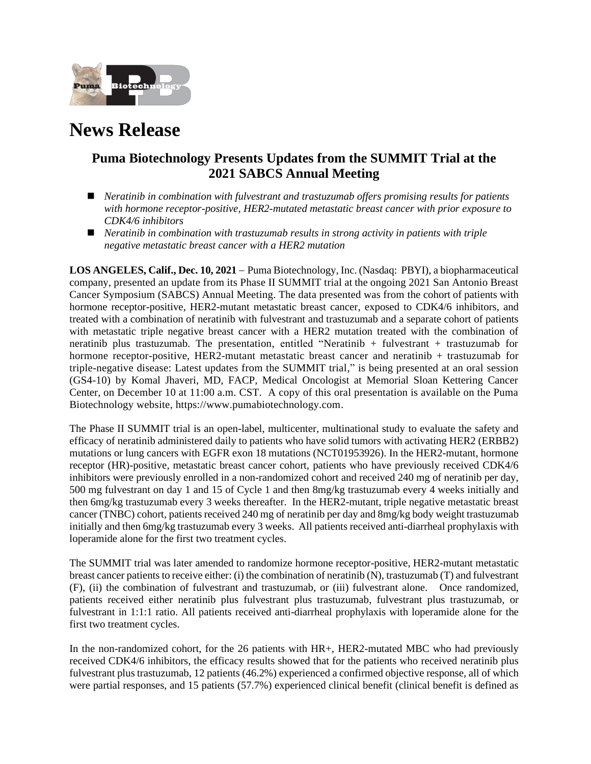# News Release

## Puma Biotechnology Presents Updates from the SUMMIT Trial at the 2021 SABCS Annual Meeting

- *Neratinib in combination with fulvestrant and trastuzumab offers promising results for patients with hormone receptor-positive, HER2-mutated metastatic breast cancer with prior exposure to CDK4/6 inhibitors*
- *Neratinib in combination with trastuzumab results in strong activity in patients with triple negative metastatic breast cancer with a HER2 mutation*

**LOS ANGELES, Calif., Dec. 10, 2021** – Puma Biotechnology, Inc. (Nasdaq: PBYI), a biopharmaceutical company, presented an update from its Phase II SUMMIT trial at the ongoing 2021 San Antonio Breast Cancer Symposium (SABCS) Annual Meeting. The data presented was from the cohort of patients with hormone receptor-positive, HER2-mutant metastatic breast cancer, exposed to CDK4/6 inhibitors, and treated with a combination of neratinib with fulvestrant and trastuzumab and a separate cohort of patients with metastatic triple negative breast cancer with a HER2 mutation treated with the combination of neratinib plus trastuzumab. The presentation, entitled "Neratinib + fulvestrant + trastuzumab for hormone receptor-positive, HER2-mutant metastatic breast cancer and neratinib + trastuzumab for triple-negative disease: Latest updates from the SUMMIT trial," is being presented at an oral session (GS4-10) by Komal Jhaveri, MD, FACP, Medical Oncologist at Memorial Sloan Kettering Cancer Center, on December 10 at 11:00 a.m. CST. A copy of this oral presentation is available on the Puma Biotechnology website, https://www.pumabiotechnology.com.

The Phase II SUMMIT trial is an open-label, multicenter, multinational study to evaluate the safety and efficacy of neratinib administered daily to patients who have solid tumors with activating HER2 (ERBB2) mutations or lung cancers with EGFR exon 18 mutations (NCT01953926). In the HER2-mutant, hormone receptor (HR)-positive, metastatic breast cancer cohort, patients who have previously received CDK4/6 inhibitors were previously enrolled in a non-randomized cohort and received 240 mg of neratinib per day, 500 mg fulvestrant on day 1 and 15 of Cycle 1 and then 8mg/kg trastuzumab every 4 weeks initially and then 6mg/kg trastuzumab every 3 weeks thereafter. In the HER2-mutant, triple negative metastatic breast cancer (TNBC) cohort, patients received 240 mg of neratinib per day and 8mg/kg body weight trastuzumab initially and then 6mg/kg trastuzumab every 3 weeks. All patients received anti-diarrheal prophylaxis with loperamide alone for the first two treatment cycles.

The SUMMIT trial was later amended to randomize hormone receptor-positive, HER2-mutant metastatic breast cancer patients to receive either: (i) the combination of neratinib (N), trastuzumab (T) and fulvestrant (F), (ii) the combination of fulvestrant and trastuzumab, or (iii) fulvestrant alone. Once randomized, patients received either neratinib plus fulvestrant plus trastuzumab, fulvestrant plus trastuzumab, or fulvestrant in 1:1:1 ratio. All patients received anti-diarrheal prophylaxis with loperamide alone for the first two treatment cycles.

In the non-randomized cohort, for the 26 patients with HR+, HER2-mutated MBC who had previously received CDK4/6 inhibitors, the efficacy results showed that for the patients who received neratinib plus fulvestrant plus trastuzumab, 12 patients (46.2%) experienced a confirmed objective response, all of which were partial responses, and 15 patients (57.7%) experienced clinical benefit (clinical benefit is defined as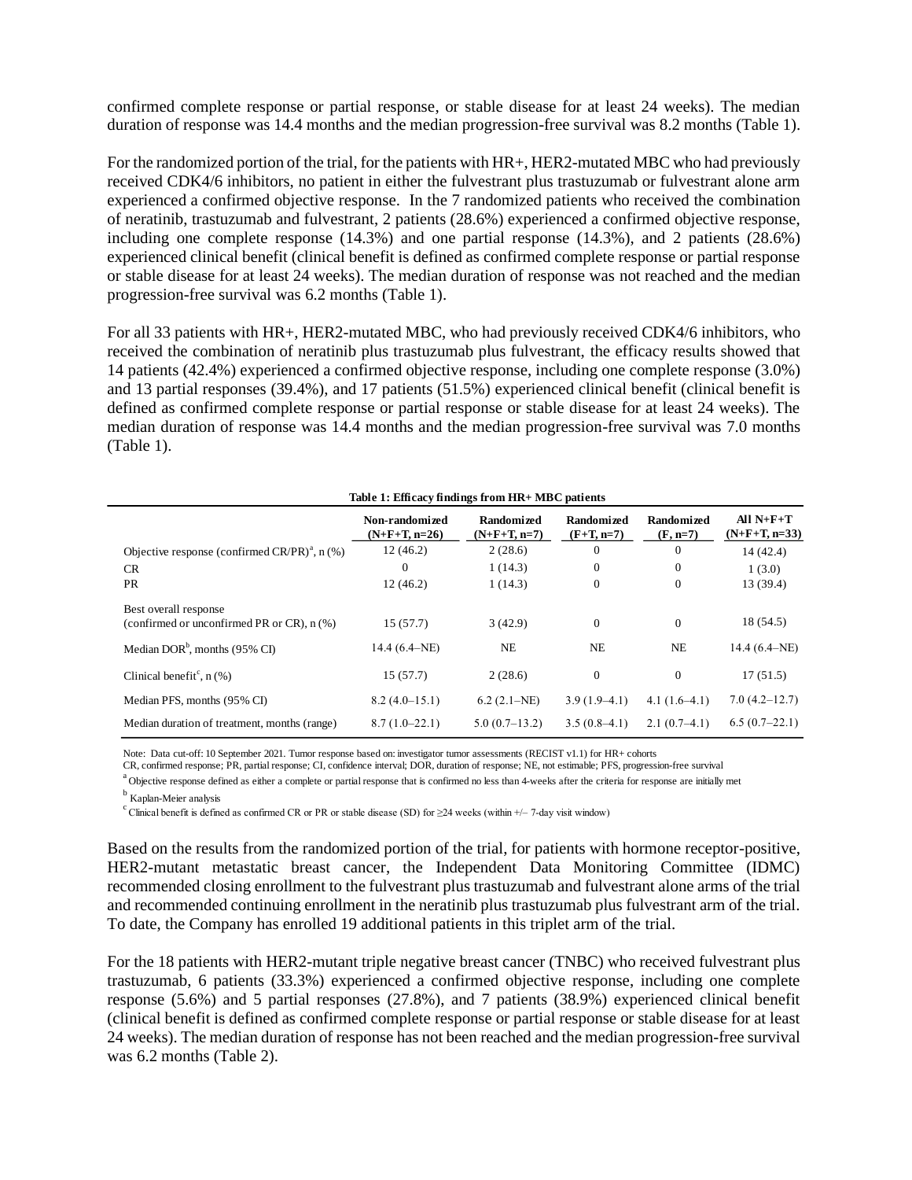confirmed complete response or partial response, or stable disease for at least 24 weeks). The median duration of response was 14.4 months and the median progression-free survival was 8.2 months (Table 1).

For the randomized portion of the trial, for the patients with HR+, HER2-mutated MBC who had previously received CDK4/6 inhibitors, no patient in either the fulvestrant plus trastuzumab or fulvestrant alone arm experienced a confirmed objective response. In the 7 randomized patients who received the combination of neratinib, trastuzumab and fulvestrant, 2 patients (28.6%) experienced a confirmed objective response, including one complete response (14.3%) and one partial response (14.3%), and 2 patients (28.6%) experienced clinical benefit (clinical benefit is defined as confirmed complete response or partial response or stable disease for at least 24 weeks). The median duration of response was not reached and the median progression-free survival was 6.2 months (Table 1).

For all 33 patients with HR+, HER2-mutated MBC, who had previously received CDK4/6 inhibitors, who received the combination of neratinib plus trastuzumab plus fulvestrant, the efficacy results showed that 14 patients (42.4%) experienced a confirmed objective response, including one complete response (3.0%) and 13 partial responses (39.4%), and 17 patients (51.5%) experienced clinical benefit (clinical benefit is defined as confirmed complete response or partial response or stable disease for at least 24 weeks). The median duration of response was 14.4 months and the median progression-free survival was 7.0 months (Table 1).

**Table 1: Efficacy findings from HR+ MBC patients**

| | Non-randomized (N+F+T, n=26) | Randomized (N+F+T, n=7) | Randomized (F+T, n=7) | Randomized (F, n=7) | All N+F+T (N+F+T, n=33) |
|---|---|---|---|---|---|
| Objective response (confirmed CR/PR)[a], n (%) | 12 (46.2) | 2 (28.6) | 0 | 0 | 14 (42.4) |
| CR | 0 | 1 (14.3) | 0 | 0 | 1 (3.0) |
| PR | 12 (46.2) | 1 (14.3) | 0 | 0 | 13 (39.4) |
| Best overall response (confirmed or unconfirmed PR or CR), n (%) | 15 (57.7) | 3 (42.9) | 0 | 0 | 18 (54.5) |
| Median DOR[b], months (95% CI) | 14.4 (6.4–NE) | NE | NE | NE | 14.4 (6.4–NE) |
| Clinical benefit[c], n (%) | 15 (57.7) | 2 (28.6) | 0 | 0 | 17 (51.5) |
| Median PFS, months (95% CI) | 8.2 (4.0–15.1) | 6.2 (2.1–NE) | 3.9 (1.9–4.1) | 4.1 (1.6–4.1) | 7.0 (4.2–12.7) |
| Median duration of treatment, months (range) | 8.7 (1.0–22.1) | 5.0 (0.7–13.2) | 3.5 (0.8–4.1) | 2.1 (0.7–4.1) | 6.5 (0.7–22.1) |

Note: Data cut-off: 10 September 2021. Tumor response based on: investigator tumor assessments (RECIST v1.1) for HR+ cohorts

CR, confirmed response; PR, partial response; CI, confidence interval; DOR, duration of response; NE, not estimable; PFS, progression-free survival

[a] Objective response defined as either a complete or partial response that is confirmed no less than 4-weeks after the criteria for response are initially met

[b] Kaplan-Meier analysis

[c] Clinical benefit is defined as confirmed CR or PR or stable disease (SD) for ≥24 weeks (within +/– 7-day visit window)

Based on the results from the randomized portion of the trial, for patients with hormone receptor-positive, HER2-mutant metastatic breast cancer, the Independent Data Monitoring Committee (IDMC) recommended closing enrollment to the fulvestrant plus trastuzumab and fulvestrant alone arms of the trial and recommended continuing enrollment in the neratinib plus trastuzumab plus fulvestrant arm of the trial. To date, the Company has enrolled 19 additional patients in this triplet arm of the trial.

For the 18 patients with HER2-mutant triple negative breast cancer (TNBC) who received fulvestrant plus trastuzumab, 6 patients (33.3%) experienced a confirmed objective response, including one complete response (5.6%) and 5 partial responses (27.8%), and 7 patients (38.9%) experienced clinical benefit (clinical benefit is defined as confirmed complete response or partial response or stable disease for at least 24 weeks). The median duration of response has not been reached and the median progression-free survival was 6.2 months (Table 2).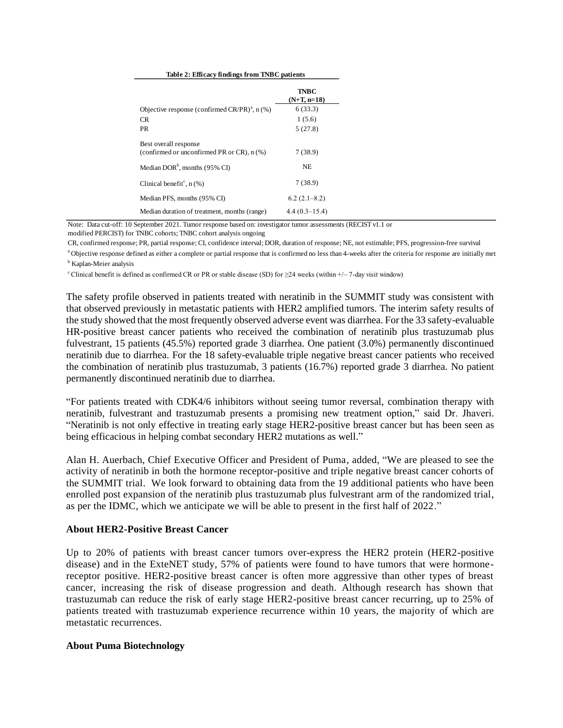**Table 2: Efficacy findings from TNBC patients**

| | TNBC (N+T, n=18) |
|---|---|
| Objective response (confirmed CR/PR)[a], n (%) | 6 (33.3) |
| CR | 1 (5.6) |
| PR | 5 (27.8) |
| Best overall response (confirmed or unconfirmed PR or CR), n (%) | 7 (38.9) |
| Median DOR[b], months (95% CI) | NE |
| Clinical benefit[c], n (%) | 7 (38.9) |
| Median PFS, months (95% CI) | 6.2 (2.1–8.2) |
| Median duration of treatment, months (range) | 4.4 (0.3–15.4) |

Note: Data cut-off: 10 September 2021. Tumor response based on: investigator tumor assessments (RECIST v1.1 or modified PERCIST) for TNBC cohorts; TNBC cohort analysis ongoing

CR, confirmed response; PR, partial response; CI, confidence interval; DOR, duration of response; NE, not estimable; PFS, progression-free survival

[a] Objective response defined as either a complete or partial response that is confirmed no less than 4-weeks after the criteria for response are initially met

[b] Kaplan-Meier analysis

[c] Clinical benefit is defined as confirmed CR or PR or stable disease (SD) for ≥24 weeks (within +/– 7-day visit window)

The safety profile observed in patients treated with neratinib in the SUMMIT study was consistent with that observed previously in metastatic patients with HER2 amplified tumors. The interim safety results of the study showed that the most frequently observed adverse event was diarrhea. For the 33 safety-evaluable HR-positive breast cancer patients who received the combination of neratinib plus trastuzumab plus fulvestrant, 15 patients (45.5%) reported grade 3 diarrhea. One patient (3.0%) permanently discontinued neratinib due to diarrhea. For the 18 safety-evaluable triple negative breast cancer patients who received the combination of neratinib plus trastuzumab, 3 patients (16.7%) reported grade 3 diarrhea. No patient permanently discontinued neratinib due to diarrhea.

"For patients treated with CDK4/6 inhibitors without seeing tumor reversal, combination therapy with neratinib, fulvestrant and trastuzumab presents a promising new treatment option," said Dr. Jhaveri. "Neratinib is not only effective in treating early stage HER2-positive breast cancer but has been seen as being efficacious in helping combat secondary HER2 mutations as well."

Alan H. Auerbach, Chief Executive Officer and President of Puma, added, "We are pleased to see the activity of neratinib in both the hormone receptor-positive and triple negative breast cancer cohorts of the SUMMIT trial. We look forward to obtaining data from the 19 additional patients who have been enrolled post expansion of the neratinib plus trastuzumab plus fulvestrant arm of the randomized trial, as per the IDMC, which we anticipate we will be able to present in the first half of 2022."

**About HER2-Positive Breast Cancer**

Up to 20% of patients with breast cancer tumors over-express the HER2 protein (HER2-positive disease) and in the ExteNET study, 57% of patients were found to have tumors that were hormone-receptor positive. HER2-positive breast cancer is often more aggressive than other types of breast cancer, increasing the risk of disease progression and death. Although research has shown that trastuzumab can reduce the risk of early stage HER2-positive breast cancer recurring, up to 25% of patients treated with trastuzumab experience recurrence within 10 years, the majority of which are metastatic recurrences.

**About Puma Biotechnology**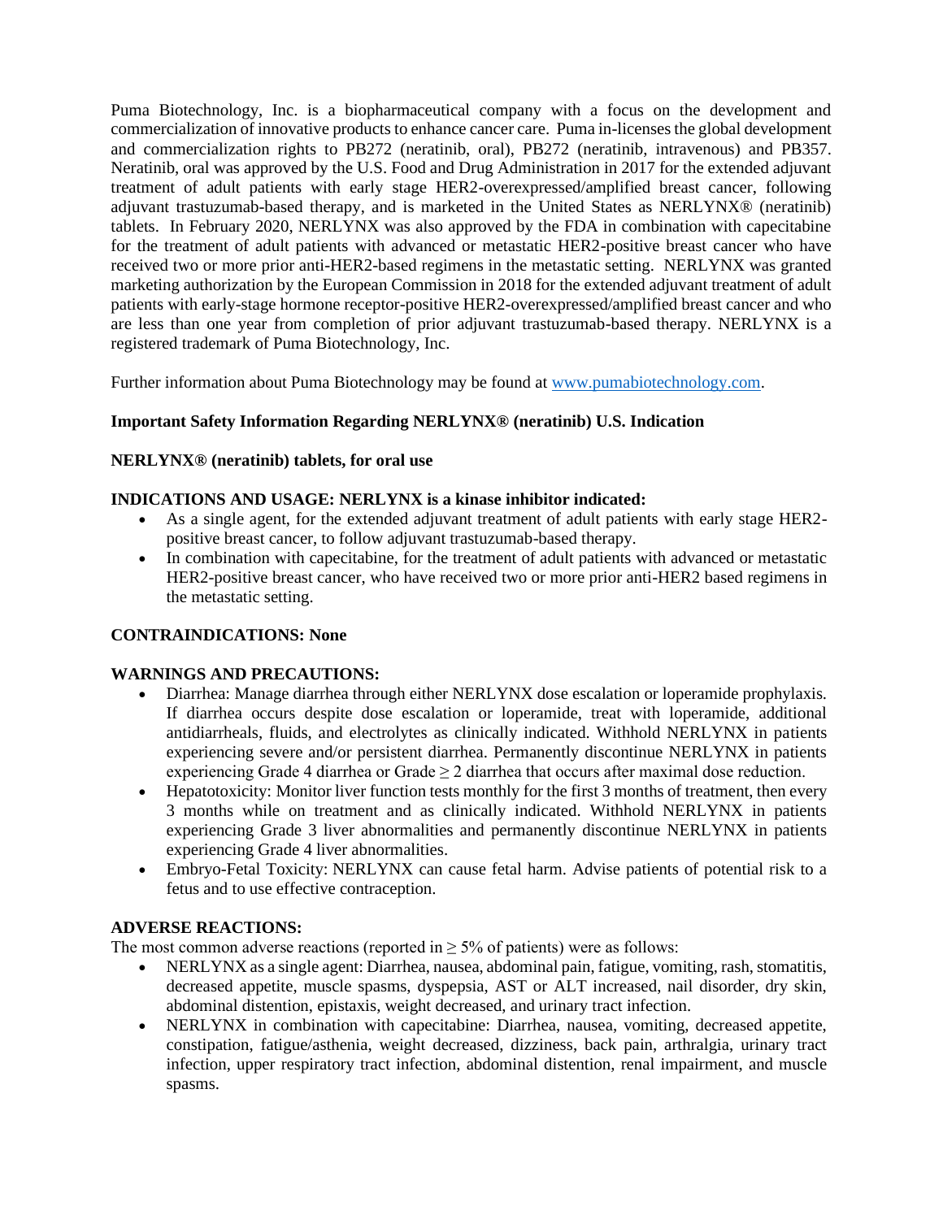Puma Biotechnology, Inc. is a biopharmaceutical company with a focus on the development and commercialization of innovative products to enhance cancer care. Puma in-licenses the global development and commercialization rights to PB272 (neratinib, oral), PB272 (neratinib, intravenous) and PB357. Neratinib, oral was approved by the U.S. Food and Drug Administration in 2017 for the extended adjuvant treatment of adult patients with early stage HER2-overexpressed/amplified breast cancer, following adjuvant trastuzumab-based therapy, and is marketed in the United States as NERLYNX® (neratinib) tablets. In February 2020, NERLYNX was also approved by the FDA in combination with capecitabine for the treatment of adult patients with advanced or metastatic HER2-positive breast cancer who have received two or more prior anti-HER2-based regimens in the metastatic setting. NERLYNX was granted marketing authorization by the European Commission in 2018 for the extended adjuvant treatment of adult patients with early-stage hormone receptor-positive HER2-overexpressed/amplified breast cancer and who are less than one year from completion of prior adjuvant trastuzumab-based therapy. NERLYNX is a registered trademark of Puma Biotechnology, Inc.

Further information about Puma Biotechnology may be found at [www.pumabiotechnology.com](www.pumabiotechnology.com).

**Important Safety Information Regarding NERLYNX® (neratinib) U.S. Indication**

**NERLYNX® (neratinib) tablets, for oral use**

**INDICATIONS AND USAGE: NERLYNX is a kinase inhibitor indicated:**

- As a single agent, for the extended adjuvant treatment of adult patients with early stage HER2-positive breast cancer, to follow adjuvant trastuzumab-based therapy.
- In combination with capecitabine, for the treatment of adult patients with advanced or metastatic HER2-positive breast cancer, who have received two or more prior anti-HER2 based regimens in the metastatic setting.

**CONTRAINDICATIONS: None**

**WARNINGS AND PRECAUTIONS:**

- Diarrhea: Manage diarrhea through either NERLYNX dose escalation or loperamide prophylaxis. If diarrhea occurs despite dose escalation or loperamide, treat with loperamide, additional antidiarrheals, fluids, and electrolytes as clinically indicated. Withhold NERLYNX in patients experiencing severe and/or persistent diarrhea. Permanently discontinue NERLYNX in patients experiencing Grade 4 diarrhea or Grade $\geq 2$ diarrhea that occurs after maximal dose reduction.
- Hepatotoxicity: Monitor liver function tests monthly for the first 3 months of treatment, then every 3 months while on treatment and as clinically indicated. Withhold NERLYNX in patients experiencing Grade 3 liver abnormalities and permanently discontinue NERLYNX in patients experiencing Grade 4 liver abnormalities.
- Embryo-Fetal Toxicity: NERLYNX can cause fetal harm. Advise patients of potential risk to a fetus and to use effective contraception.

**ADVERSE REACTIONS:**

The most common adverse reactions (reported in $\geq 5\%$ of patients) were as follows:

- NERLYNX as a single agent: Diarrhea, nausea, abdominal pain, fatigue, vomiting, rash, stomatitis, decreased appetite, muscle spasms, dyspepsia, AST or ALT increased, nail disorder, dry skin, abdominal distention, epistaxis, weight decreased, and urinary tract infection.
- NERLYNX in combination with capecitabine: Diarrhea, nausea, vomiting, decreased appetite, constipation, fatigue/asthenia, weight decreased, dizziness, back pain, arthralgia, urinary tract infection, upper respiratory tract infection, abdominal distention, renal impairment, and muscle spasms.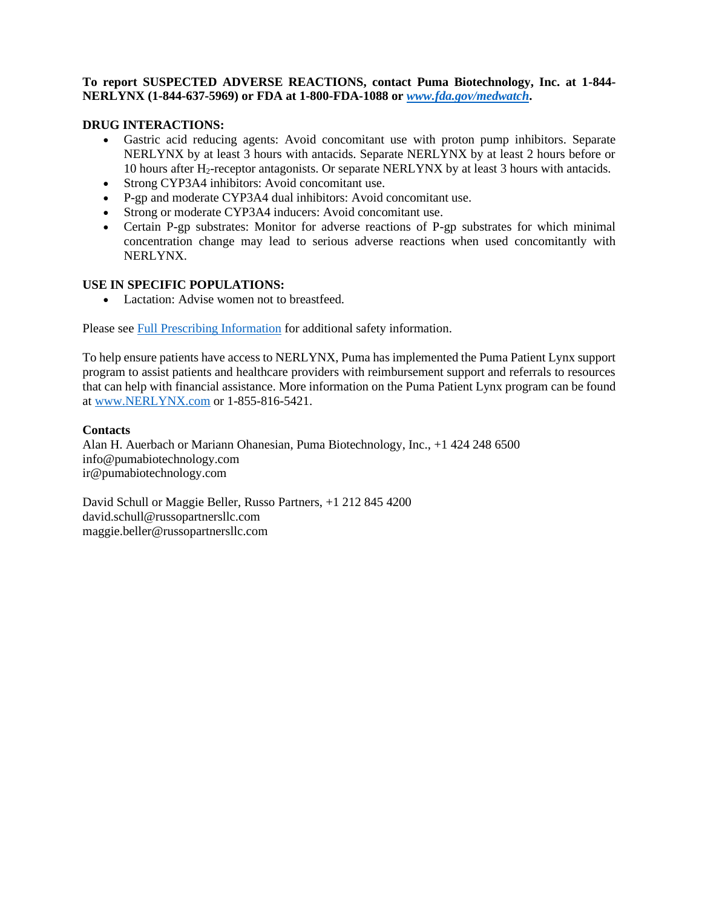**To report SUSPECTED ADVERSE REACTIONS, contact Puma Biotechnology, Inc. at 1-844-NERLYNX (1-844-637-5969) or FDA at 1-800-FDA-1088 or *www.fda.gov/medwatch*.**

**DRUG INTERACTIONS:**

- Gastric acid reducing agents: Avoid concomitant use with proton pump inhibitors. Separate NERLYNX by at least 3 hours with antacids. Separate NERLYNX by at least 2 hours before or 10 hours after $H_2$-receptor antagonists. Or separate NERLYNX by at least 3 hours with antacids.
- Strong CYP3A4 inhibitors: Avoid concomitant use.
- P-gp and moderate CYP3A4 dual inhibitors: Avoid concomitant use.
- Strong or moderate CYP3A4 inducers: Avoid concomitant use.
- Certain P-gp substrates: Monitor for adverse reactions of P-gp substrates for which minimal concentration change may lead to serious adverse reactions when used concomitantly with NERLYNX.

**USE IN SPECIFIC POPULATIONS:**

- Lactation: Advise women not to breastfeed.

Please see Full Prescribing Information for additional safety information.

To help ensure patients have access to NERLYNX, Puma has implemented the Puma Patient Lynx support program to assist patients and healthcare providers with reimbursement support and referrals to resources that can help with financial assistance. More information on the Puma Patient Lynx program can be found at www.NERLYNX.com or 1-855-816-5421.

**Contacts**

Alan H. Auerbach or Mariann Ohanesian, Puma Biotechnology, Inc., +1 424 248 6500
info@pumabiotechnology.com
ir@pumabiotechnology.com

David Schull or Maggie Beller, Russo Partners, +1 212 845 4200
david.schull@russopartnersllc.com
maggie.beller@russopartnersllc.com